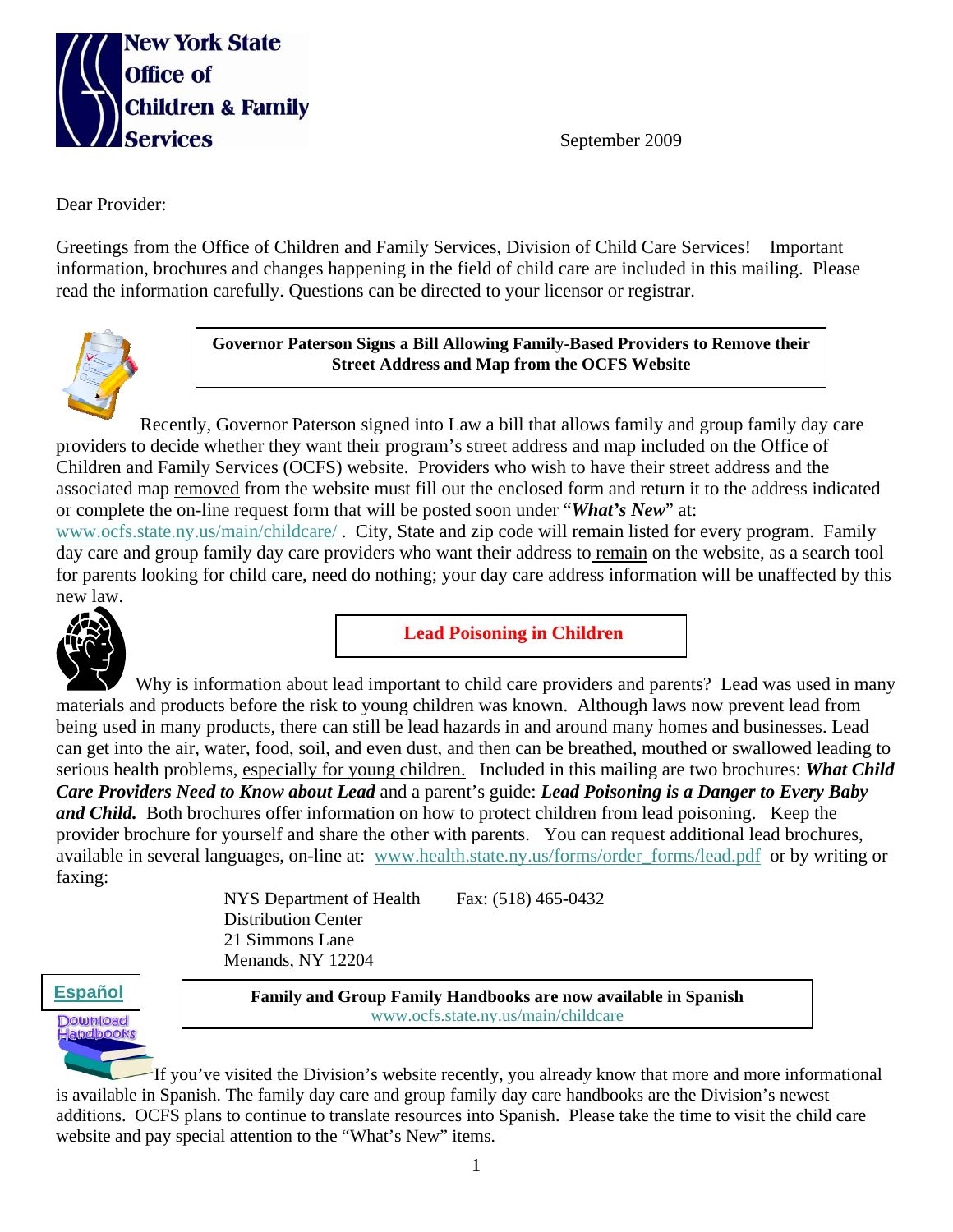**New York State Office of Children & Family Services**

September 2009

Dear Provider:

Greetings from the Office of Children and Family Services, Division of Child Care Services! Important information, brochures and changes happening in the field of child care are included in this mailing. Please read the information carefully. Questions can be directed to your licensor or registrar.

## Governor Paterson Signs a Bill Allowing Family-Based Providers to Remove their Street Address and Map from the OCFS Website

Recently, Governor Paterson signed into Law a bill that allows family and group family day care providers to decide whether they want their program's street address and map included on the Office of Children and Family Services (OCFS) website. Providers who wish to have their street address and the associated map removed from the website must fill out the enclosed form and return it to the address indicated or complete the on-line request form that will be posted soon under "***What's New***" at: www.ocfs.state.ny.us/main/childcare/ . City, State and zip code will remain listed for every program. Family day care and group family day care providers who want their address to remain on the website, as a search tool for parents looking for child care, need do nothing; your day care address information will be unaffected by this new law.

## Lead Poisoning in Children

Why is information about lead important to child care providers and parents? Lead was used in many materials and products before the risk to young children was known. Although laws now prevent lead from being used in many products, there can still be lead hazards in and around many homes and businesses. Lead can get into the air, water, food, soil, and even dust, and then can be breathed, mouthed or swallowed leading to serious health problems, especially for young children. Included in this mailing are two brochures: ***What Child Care Providers Need to Know about Lead*** and a parent's guide: ***Lead Poisoning is a Danger to Every Baby and Child.*** Both brochures offer information on how to protect children from lead poisoning. Keep the provider brochure for yourself and share the other with parents. You can request additional lead brochures, available in several languages, on-line at: www.health.state.ny.us/forms/order_forms/lead.pdf or by writing or faxing:

NYS Department of Health  
Distribution Center  
21 Simmons Lane  
Menands, NY 12204

Fax: (518) 465-0432

Español

Download Handbooks

## Family and Group Family Handbooks are now available in Spanish

www.ocfs.state.ny.us/main/childcare

If you've visited the Division's website recently, you already know that more and more informational is available in Spanish. The family day care and group family day care handbooks are the Division's newest additions. OCFS plans to continue to translate resources into Spanish. Please take the time to visit the child care website and pay special attention to the "What's New" items.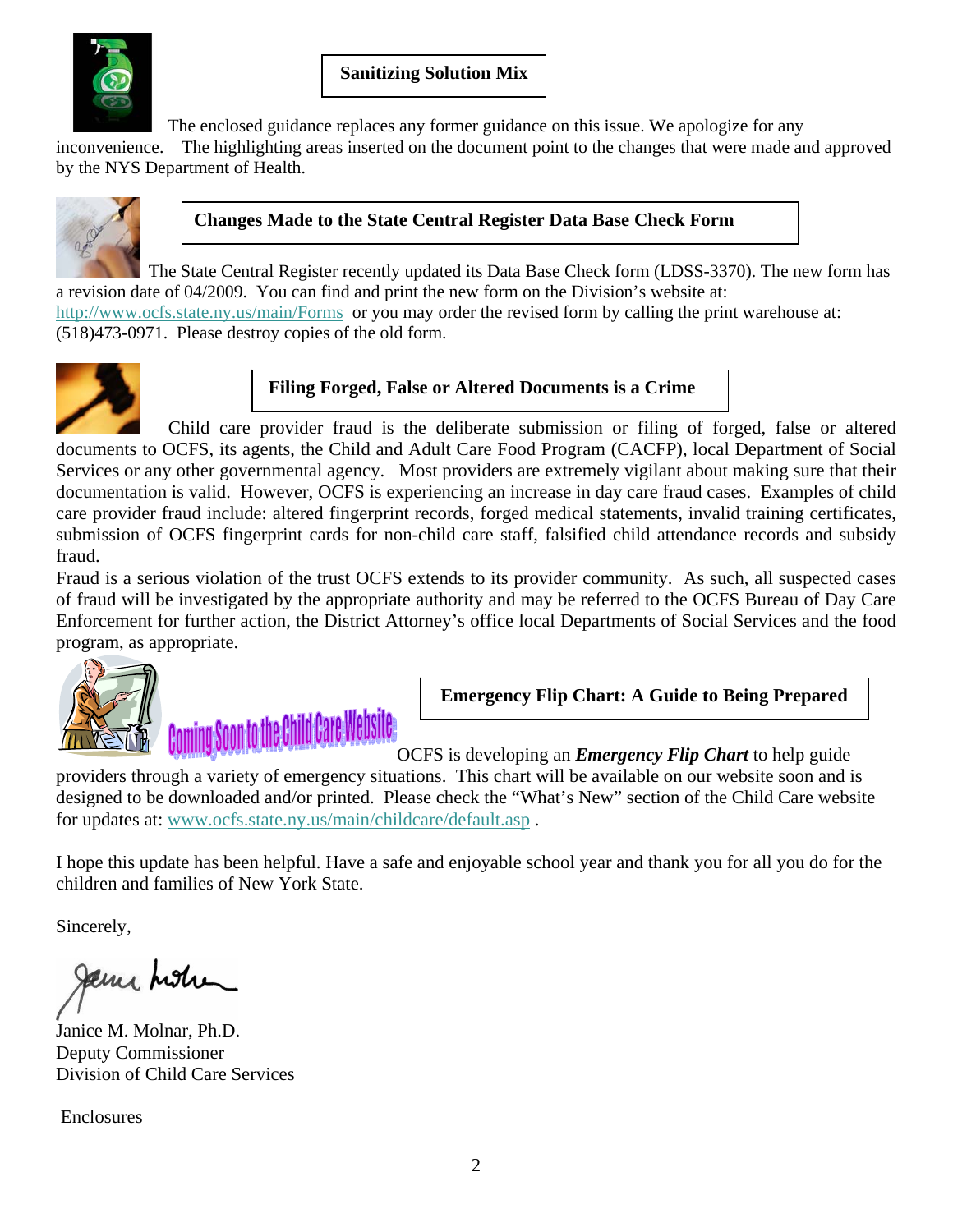## Sanitizing Solution Mix

The enclosed guidance replaces any former guidance on this issue. We apologize for any inconvenience. The highlighting areas inserted on the document point to the changes that were made and approved by the NYS Department of Health.

## Changes Made to the State Central Register Data Base Check Form

The State Central Register recently updated its Data Base Check form (LDSS-3370). The new form has a revision date of 04/2009. You can find and print the new form on the Division's website at: http://www.ocfs.state.ny.us/main/Forms or you may order the revised form by calling the print warehouse at: (518)473-0971. Please destroy copies of the old form.

## Filing Forged, False or Altered Documents is a Crime

Child care provider fraud is the deliberate submission or filing of forged, false or altered documents to OCFS, its agents, the Child and Adult Care Food Program (CACFP), local Department of Social Services or any other governmental agency. Most providers are extremely vigilant about making sure that their documentation is valid. However, OCFS is experiencing an increase in day care fraud cases. Examples of child care provider fraud include: altered fingerprint records, forged medical statements, invalid training certificates, submission of OCFS fingerprint cards for non-child care staff, falsified child attendance records and subsidy fraud.

Fraud is a serious violation of the trust OCFS extends to its provider community. As such, all suspected cases of fraud will be investigated by the appropriate authority and may be referred to the OCFS Bureau of Day Care Enforcement for further action, the District Attorney's office local Departments of Social Services and the food program, as appropriate.

Coming Soon to the Child Care Website

## Emergency Flip Chart: A Guide to Being Prepared

OCFS is developing an ***Emergency Flip Chart*** to help guide providers through a variety of emergency situations. This chart will be available on our website soon and is designed to be downloaded and/or printed. Please check the "What's New" section of the Child Care website for updates at: www.ocfs.state.ny.us/main/childcare/default.asp .

I hope this update has been helpful. Have a safe and enjoyable school year and thank you for all you do for the children and families of New York State.

Sincerely,

Janice M. Molnar, Ph.D.
Deputy Commissioner
Division of Child Care Services

Enclosures